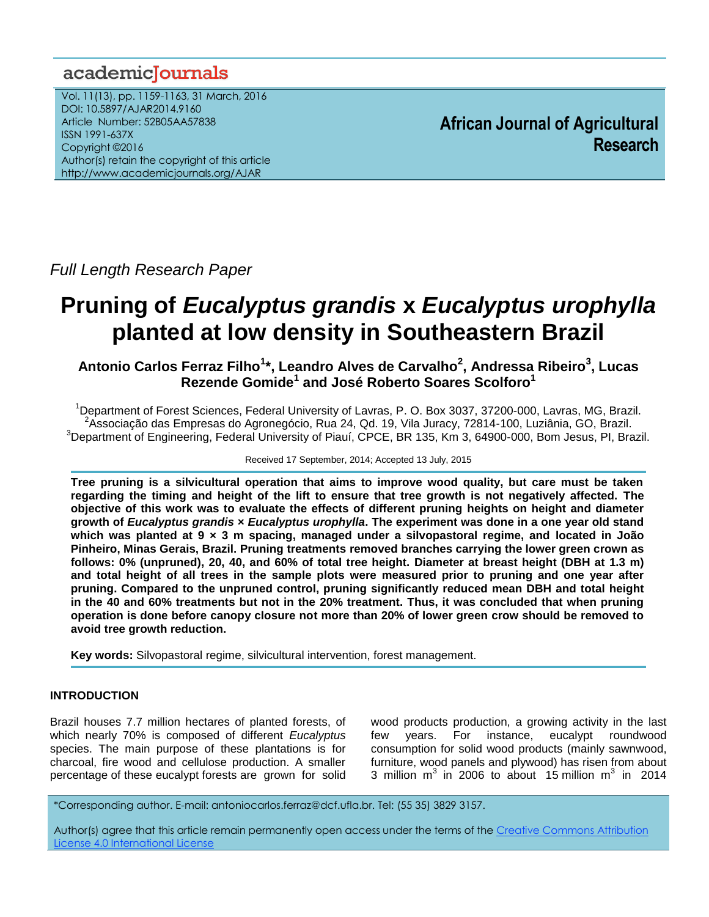*Full Length Research Paper*

# Pruning of *Eucalyptus grandis* x *Eucalyptus urophylla* planted at low density in Southeastern Brazil

**Antonio Carlos Ferraz Filho[1]*, Leandro Alves de Carvalho[2], Andressa Ribeiro[3], Lucas Rezende Gomide[1] and José Roberto Soares Scolforo[1]**

[1]Department of Forest Sciences, Federal University of Lavras, P. O. Box 3037, 37200-000, Lavras, MG, Brazil.
[2]Associação das Empresas do Agronegócio, Rua 24, Qd. 19, Vila Juracy, 72814-100, Luziânia, GO, Brazil.
[3]Department of Engineering, Federal University of Piauí, CPCE, BR 135, Km 3, 64900-000, Bom Jesus, PI, Brazil.

Received 17 September, 2014; Accepted 13 July, 2015

**Tree pruning is a silvicultural operation that aims to improve wood quality, but care must be taken regarding the timing and height of the lift to ensure that tree growth is not negatively affected. The objective of this work was to evaluate the effects of different pruning heights on height and diameter growth of *Eucalyptus grandis* × *Eucalyptus urophylla*. The experiment was done in a one year old stand which was planted at 9 × 3 m spacing, managed under a silvopastoral regime, and located in João Pinheiro, Minas Gerais, Brazil. Pruning treatments removed branches carrying the lower green crown as follows: 0% (unpruned), 20, 40, and 60% of total tree height. Diameter at breast height (DBH at 1.3 m) and total height of all trees in the sample plots were measured prior to pruning and one year after pruning. Compared to the unpruned control, pruning significantly reduced mean DBH and total height in the 40 and 60% treatments but not in the 20% treatment. Thus, it was concluded that when pruning operation is done before canopy closure not more than 20% of lower green crow should be removed to avoid tree growth reduction.**

**Key words:** Silvopastoral regime, silvicultural intervention, forest management.

## INTRODUCTION

Brazil houses 7.7 million hectares of planted forests, of which nearly 70% is composed of different *Eucalyptus* species. The main purpose of these plantations is for charcoal, fire wood and cellulose production. A smaller percentage of these eucalypt forests are grown for solid wood products production, a growing activity in the last few years. For instance, eucalypt roundwood consumption for solid wood products (mainly sawnwood, furniture, wood panels and plywood) has risen from about 3 million m$^3$ in 2006 to about 15 million m$^3$ in 2014

*Corresponding author. E-mail: antoniocarlos.ferraz@dcf.ufla.br. Tel: (55 35) 3829 3157.

Author(s) agree that this article remain permanently open access under the terms of the Creative Commons Attribution License 4.0 International License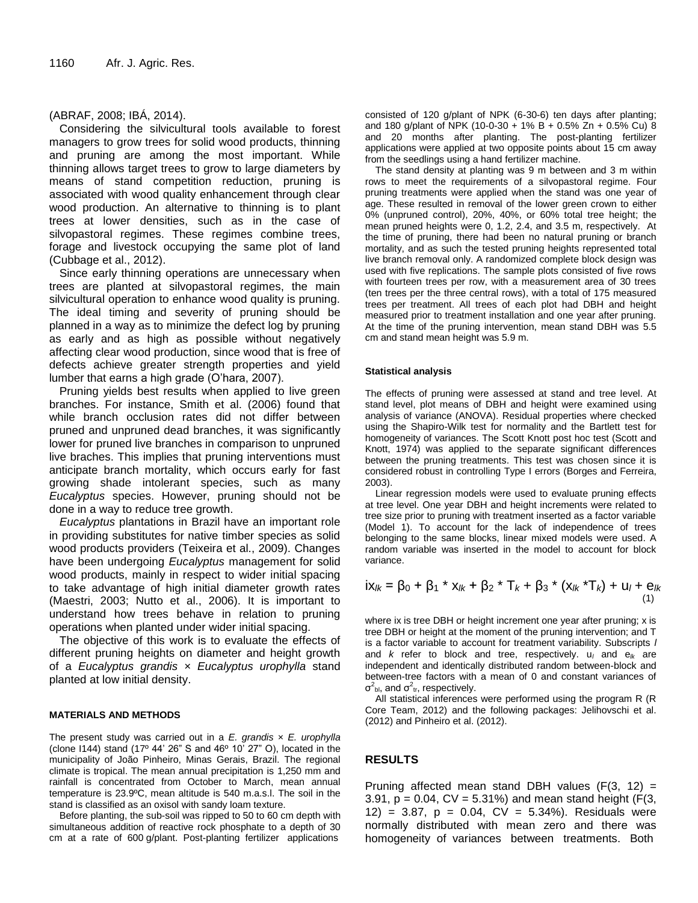(ABRAF, 2008; IBÁ, 2014).

Considering the silvicultural tools available to forest managers to grow trees for solid wood products, thinning and pruning are among the most important. While thinning allows target trees to grow to large diameters by means of stand competition reduction, pruning is associated with wood quality enhancement through clear wood production. An alternative to thinning is to plant trees at lower densities, such as in the case of silvopastoral regimes. These regimes combine trees, forage and livestock occupying the same plot of land (Cubbage et al., 2012).

Since early thinning operations are unnecessary when trees are planted at silvopastoral regimes, the main silvicultural operation to enhance wood quality is pruning. The ideal timing and severity of pruning should be planned in a way as to minimize the defect log by pruning as early and as high as possible without negatively affecting clear wood production, since wood that is free of defects achieve greater strength properties and yield lumber that earns a high grade (O'hara, 2007).

Pruning yields best results when applied to live green branches. For instance, Smith et al. (2006) found that while branch occlusion rates did not differ between pruned and unpruned dead branches, it was significantly lower for pruned live branches in comparison to unpruned live braches. This implies that pruning interventions must anticipate branch mortality, which occurs early for fast growing shade intolerant species, such as many *Eucalyptus* species. However, pruning should not be done in a way to reduce tree growth.

*Eucalyptus* plantations in Brazil have an important role in providing substitutes for native timber species as solid wood products providers (Teixeira et al., 2009). Changes have been undergoing *Eucalyptus* management for solid wood products, mainly in respect to wider initial spacing to take advantage of high initial diameter growth rates (Maestri, 2003; Nutto et al., 2006). It is important to understand how trees behave in relation to pruning operations when planted under wider initial spacing.

The objective of this work is to evaluate the effects of different pruning heights on diameter and height growth of a *Eucalyptus grandis* × *Eucalyptus urophylla* stand planted at low initial density.

## MATERIALS AND METHODS

The present study was carried out in a *E. grandis* × *E. urophylla* (clone I144) stand (17º 44' 26" S and 46º 10' 27" O), located in the municipality of João Pinheiro, Minas Gerais, Brazil. The regional climate is tropical. The mean annual precipitation is 1,250 mm and rainfall is concentrated from October to March, mean annual temperature is 23.9ºC, mean altitude is 540 m.a.s.l. The soil in the stand is classified as an oxisol with sandy loam texture.

Before planting, the sub-soil was ripped to 50 to 60 cm depth with simultaneous addition of reactive rock phosphate to a depth of 30 cm at a rate of 600 g/plant. Post-planting fertilizer applications consisted of 120 g/plant of NPK (6-30-6) ten days after planting; and 180 g/plant of NPK (10-0-30 + 1% B + 0.5% Zn + 0.5% Cu) 8 and 20 months after planting. The post-planting fertilizer applications were applied at two opposite points about 15 cm away from the seedlings using a hand fertilizer machine.

The stand density at planting was 9 m between and 3 m within rows to meet the requirements of a silvopastoral regime. Four pruning treatments were applied when the stand was one year of age. These resulted in removal of the lower green crown to either 0% (unpruned control), 20%, 40%, or 60% total tree height; the mean pruned heights were 0, 1.2, 2.4, and 3.5 m, respectively. At the time of pruning, there had been no natural pruning or branch mortality, and as such the tested pruning heights represented total live branch removal only. A randomized complete block design was used with five replications. The sample plots consisted of five rows with fourteen trees per row, with a measurement area of 30 trees (ten trees per the three central rows), with a total of 175 measured trees per treatment. All trees of each plot had DBH and height measured prior to treatment installation and one year after pruning. At the time of the pruning intervention, mean stand DBH was 5.5 cm and stand mean height was 5.9 m.

### Statistical analysis

The effects of pruning were assessed at stand and tree level. At stand level, plot means of DBH and height were examined using analysis of variance (ANOVA). Residual properties where checked using the Shapiro-Wilk test for normality and the Bartlett test for homogeneity of variances. The Scott Knott post hoc test (Scott and Knott, 1974) was applied to the separate significant differences between the pruning treatments. This test was chosen since it is considered robust in controlling Type I errors (Borges and Ferreira, 2003).

Linear regression models were used to evaluate pruning effects at tree level. One year DBH and height increments were related to tree size prior to pruning with treatment inserted as a factor variable (Model 1). To account for the lack of independence of trees belonging to the same blocks, linear mixed models were used. A random variable was inserted in the model to account for block variance.

$$ix_{lk} = \beta_0 + \beta_1 * x_{lk} + \beta_2 * T_k + \beta_3 * (x_{lk} * T_k) + u_l + e_{lk} \quad (1)$$

where ix is tree DBH or height increment one year after pruning; x is tree DBH or height at the moment of the pruning intervention; and T is a factor variable to account for treatment variability. Subscripts *l* and *k* refer to block and tree, respectively. $u_l$ and $e_{lk}$ are independent and identically distributed random between-block and between-tree factors with a mean of 0 and constant variances of $\sigma^2_{bl}$, and $\sigma^2_{tr}$, respectively.

All statistical inferences were performed using the program R (R Core Team, 2012) and the following packages: Jelihovschi et al. (2012) and Pinheiro et al. (2012).

## RESULTS

Pruning affected mean stand DBH values ($F(3, 12) = 3.91$, $p = 0.04$, CV = 5.31%) and mean stand height ($F(3, 12) = 3.87$, $p = 0.04$, CV = 5.34%). Residuals were normally distributed with mean zero and there was homogeneity of variances between treatments. Both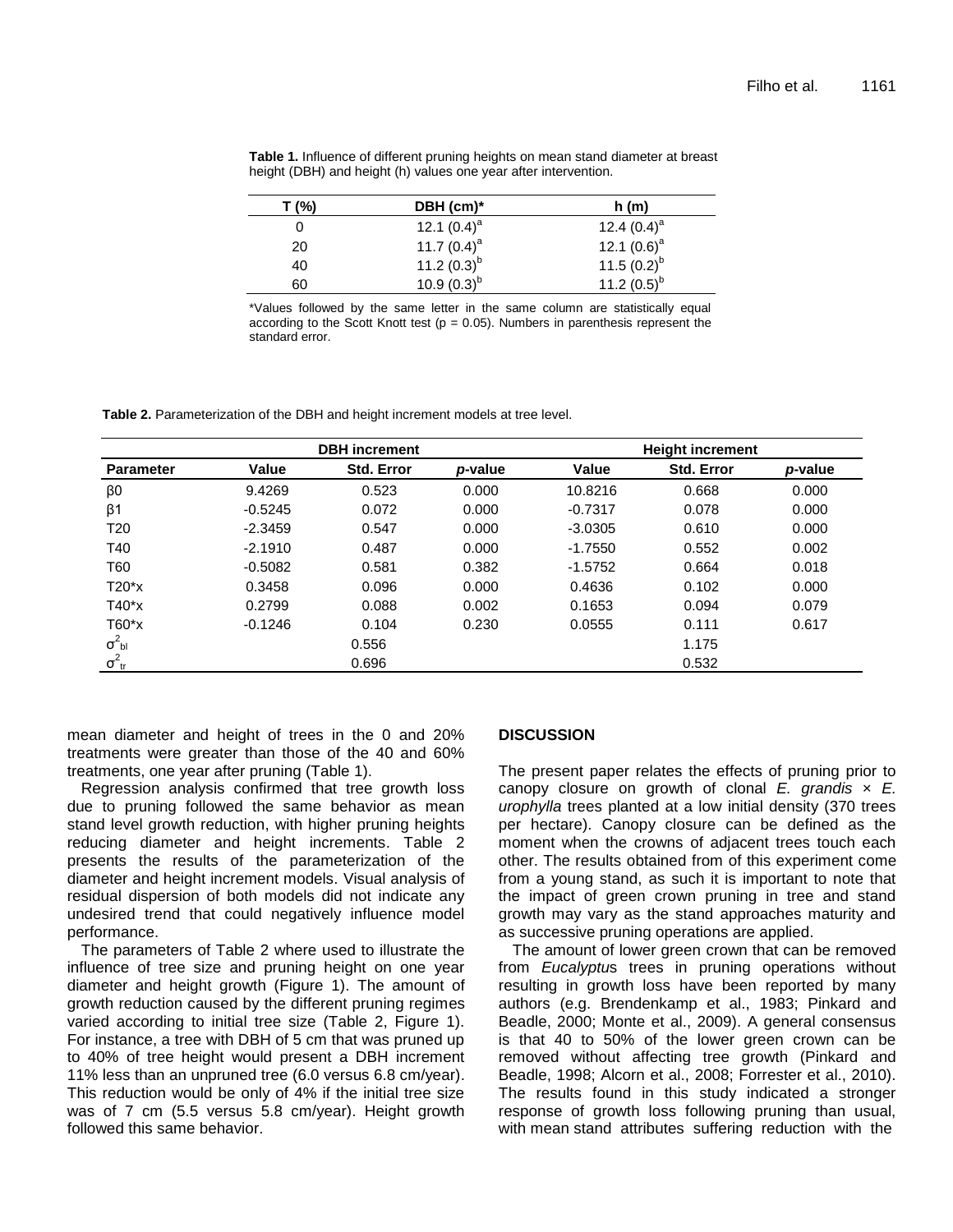**Table 1.** Influence of different pruning heights on mean stand diameter at breast height (DBH) and height (h) values one year after intervention.

| T (%) | DBH (cm)* | h (m) |
|---|---|---|
| 0 | 12.1 (0.4)[a] | 12.4 (0.4)[a] |
| 20 | 11.7 (0.4)[a] | 12.1 (0.6)[a] |
| 40 | 11.2 (0.3)[b] | 11.5 (0.2)[b] |
| 60 | 10.9 (0.3)[b] | 11.2 (0.5)[b] |

*Values followed by the same letter in the same column are statistically equal according to the Scott Knott test ($p = 0.05$). Numbers in parenthesis represent the standard error.

**Table 2.** Parameterization of the DBH and height increment models at tree level.

| | DBH increment | | | Height increment | | |
|---|---|---|---|---|---|---|
| **Parameter** | **Value** | **Std. Error** | ***p*-value** | **Value** | **Std. Error** | ***p*-value** |
| β0 | 9.4269 | 0.523 | 0.000 | 10.8216 | 0.668 | 0.000 |
| β1 | -0.5245 | 0.072 | 0.000 | -0.7317 | 0.078 | 0.000 |
| T20 | -2.3459 | 0.547 | 0.000 | -3.0305 | 0.610 | 0.000 |
| T40 | -2.1910 | 0.487 | 0.000 | -1.7550 | 0.552 | 0.002 |
| T60 | -0.5082 | 0.581 | 0.382 | -1.5752 | 0.664 | 0.018 |
| T20*x | 0.3458 | 0.096 | 0.000 | 0.4636 | 0.102 | 0.000 |
| T40*x | 0.2799 | 0.088 | 0.002 | 0.1653 | 0.094 | 0.079 |
| T60*x | -0.1246 | 0.104 | 0.230 | 0.0555 | 0.111 | 0.617 |
| $\sigma^2_{bl}$ | | 0.556 | | | 1.175 | |
| $\sigma^2_{tr}$ | | 0.696 | | | 0.532 | |

mean diameter and height of trees in the 0 and 20% treatments were greater than those of the 40 and 60% treatments, one year after pruning (Table 1).

Regression analysis confirmed that tree growth loss due to pruning followed the same behavior as mean stand level growth reduction, with higher pruning heights reducing diameter and height increments. Table 2 presents the results of the parameterization of the diameter and height increment models. Visual analysis of residual dispersion of both models did not indicate any undesired trend that could negatively influence model performance.

The parameters of Table 2 where used to illustrate the influence of tree size and pruning height on one year diameter and height growth (Figure 1). The amount of growth reduction caused by the different pruning regimes varied according to initial tree size (Table 2, Figure 1). For instance, a tree with DBH of 5 cm that was pruned up to 40% of tree height would present a DBH increment 11% less than an unpruned tree (6.0 versus 6.8 cm/year). This reduction would be only of 4% if the initial tree size was of 7 cm (5.5 versus 5.8 cm/year). Height growth followed this same behavior.

## DISCUSSION

The present paper relates the effects of pruning prior to canopy closure on growth of clonal *E. grandis* × *E. urophylla* trees planted at a low initial density (370 trees per hectare). Canopy closure can be defined as the moment when the crowns of adjacent trees touch each other. The results obtained from of this experiment come from a young stand, as such it is important to note that the impact of green crown pruning in tree and stand growth may vary as the stand approaches maturity and as successive pruning operations are applied.

The amount of lower green crown that can be removed from *Eucalyptu*s trees in pruning operations without resulting in growth loss have been reported by many authors (e.g. Brendenkamp et al., 1983; Pinkard and Beadle, 2000; Monte et al., 2009). A general consensus is that 40 to 50% of the lower green crown can be removed without affecting tree growth (Pinkard and Beadle, 1998; Alcorn et al., 2008; Forrester et al., 2010). The results found in this study indicated a stronger response of growth loss following pruning than usual, with mean stand attributes suffering reduction with the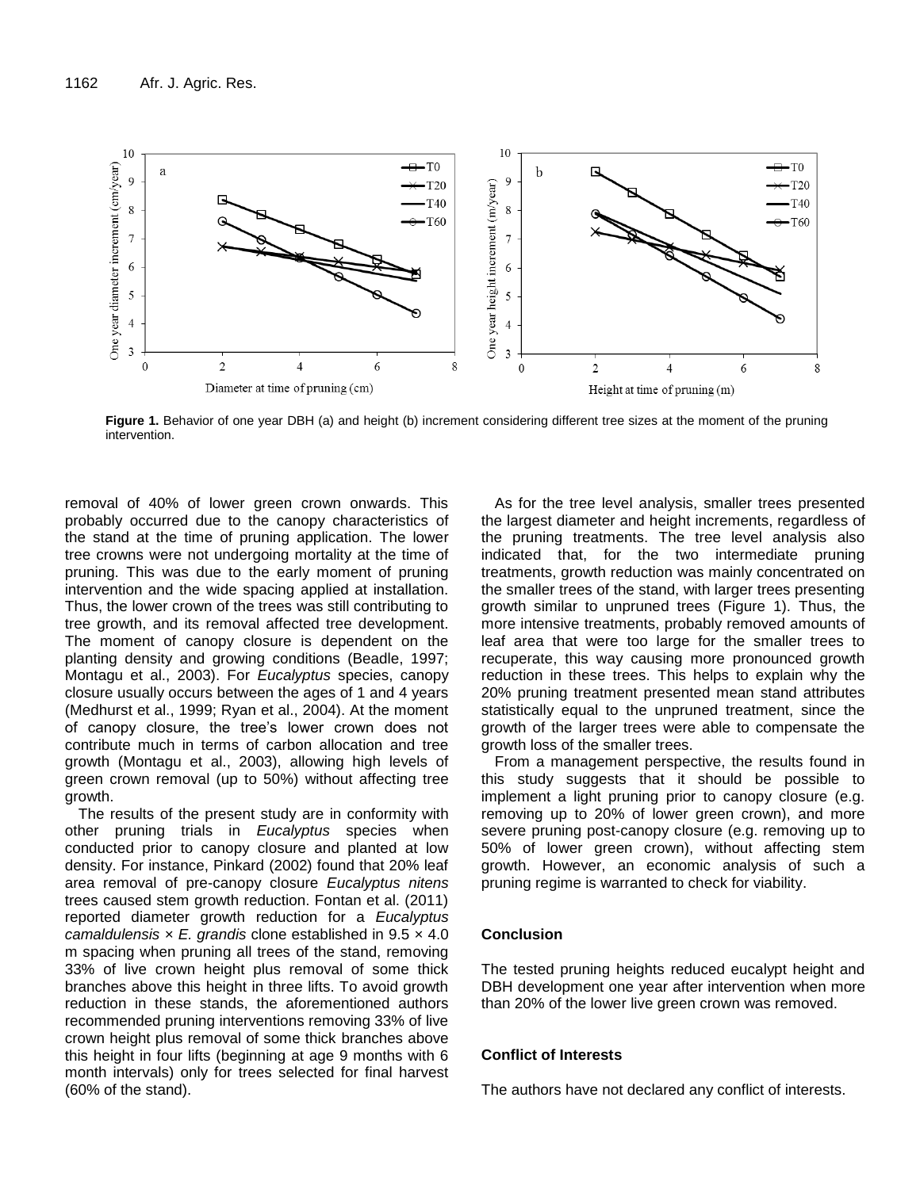**Figure 1.** Behavior of one year DBH (a) and height (b) increment considering different tree sizes at the moment of the pruning intervention.

removal of 40% of lower green crown onwards. This probably occurred due to the canopy characteristics of the stand at the time of pruning application. The lower tree crowns were not undergoing mortality at the time of pruning. This was due to the early moment of pruning intervention and the wide spacing applied at installation. Thus, the lower crown of the trees was still contributing to tree growth, and its removal affected tree development. The moment of canopy closure is dependent on the planting density and growing conditions (Beadle, 1997; Montagu et al., 2003). For *Eucalyptus* species, canopy closure usually occurs between the ages of 1 and 4 years (Medhurst et al., 1999; Ryan et al., 2004). At the moment of canopy closure, the tree's lower crown does not contribute much in terms of carbon allocation and tree growth (Montagu et al., 2003), allowing high levels of green crown removal (up to 50%) without affecting tree growth.

The results of the present study are in conformity with other pruning trials in *Eucalyptus* species when conducted prior to canopy closure and planted at low density. For instance, Pinkard (2002) found that 20% leaf area removal of pre-canopy closure *Eucalyptus nitens* trees caused stem growth reduction. Fontan et al. (2011) reported diameter growth reduction for a *Eucalyptus camaldulensis* × *E. grandis* clone established in 9.5 × 4.0 m spacing when pruning all trees of the stand, removing 33% of live crown height plus removal of some thick branches above this height in three lifts. To avoid growth reduction in these stands, the aforementioned authors recommended pruning interventions removing 33% of live crown height plus removal of some thick branches above this height in four lifts (beginning at age 9 months with 6 month intervals) only for trees selected for final harvest (60% of the stand).

As for the tree level analysis, smaller trees presented the largest diameter and height increments, regardless of the pruning treatments. The tree level analysis also indicated that, for the two intermediate pruning treatments, growth reduction was mainly concentrated on the smaller trees of the stand, with larger trees presenting growth similar to unpruned trees (Figure 1). Thus, the more intensive treatments, probably removed amounts of leaf area that were too large for the smaller trees to recuperate, this way causing more pronounced growth reduction in these trees. This helps to explain why the 20% pruning treatment presented mean stand attributes statistically equal to the unpruned treatment, since the growth of the larger trees were able to compensate the growth loss of the smaller trees.

From a management perspective, the results found in this study suggests that it should be possible to implement a light pruning prior to canopy closure (e.g. removing up to 20% of lower green crown), and more severe pruning post-canopy closure (e.g. removing up to 50% of lower green crown), without affecting stem growth. However, an economic analysis of such a pruning regime is warranted to check for viability.

## Conclusion

The tested pruning heights reduced eucalypt height and DBH development one year after intervention when more than 20% of the lower live green crown was removed.

## Conflict of Interests

The authors have not declared any conflict of interests.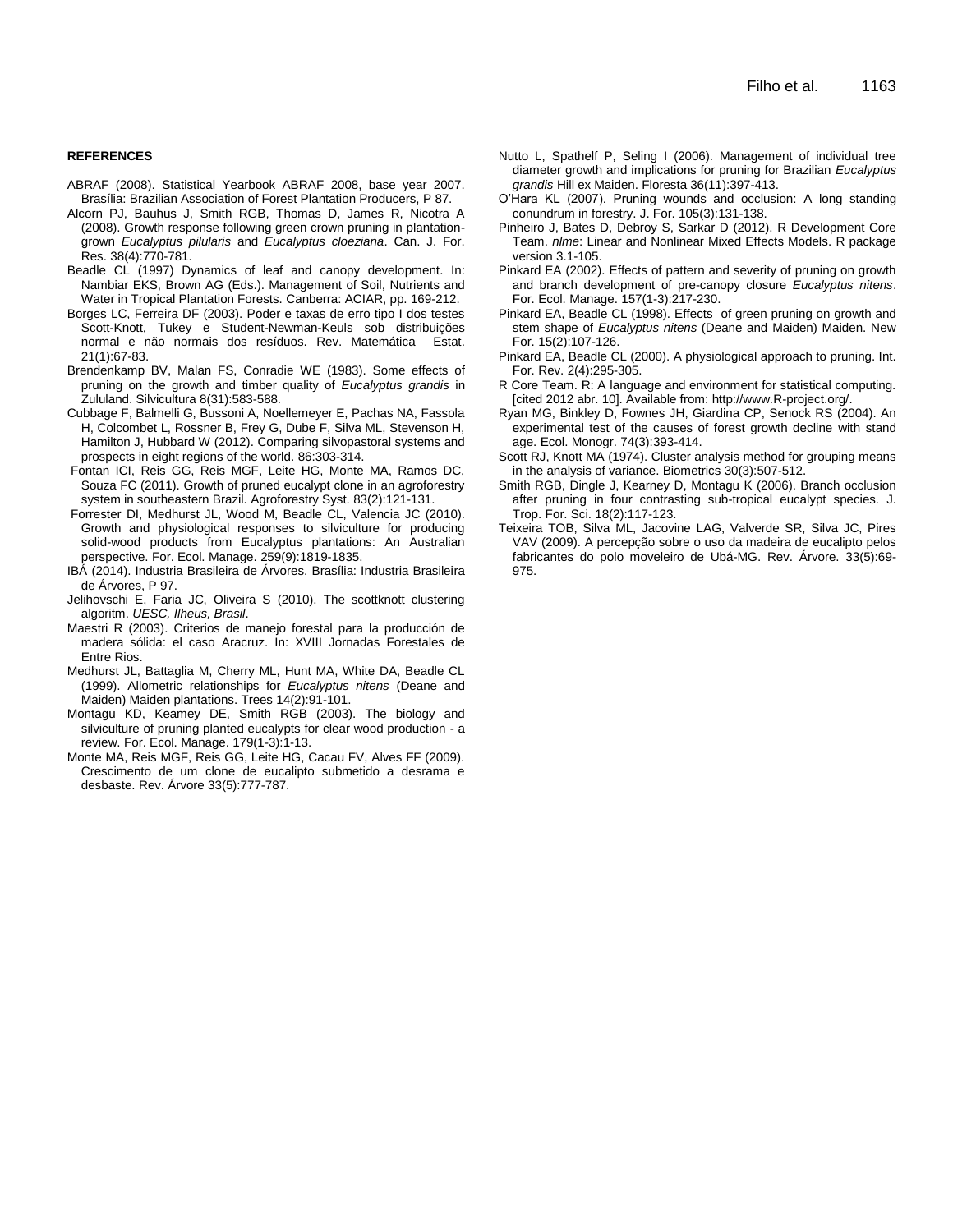**REFERENCES**

ABRAF (2008). Statistical Yearbook ABRAF 2008, base year 2007. Brasília: Brazilian Association of Forest Plantation Producers, P 87.

Alcorn PJ, Bauhus J, Smith RGB, Thomas D, James R, Nicotra A (2008). Growth response following green crown pruning in plantation-grown *Eucalyptus pilularis* and *Eucalyptus cloeziana*. Can. J. For. Res. 38(4):770-781.

Beadle CL (1997) Dynamics of leaf and canopy development. In: Nambiar EKS, Brown AG (Eds.). Management of Soil, Nutrients and Water in Tropical Plantation Forests. Canberra: ACIAR, pp. 169-212.

Borges LC, Ferreira DF (2003). Poder e taxas de erro tipo I dos testes Scott-Knott, Tukey e Student-Newman-Keuls sob distribuições normal e não normais dos resíduos. Rev. Matemática Estat. 21(1):67-83.

Brendenkamp BV, Malan FS, Conradie WE (1983). Some effects of pruning on the growth and timber quality of *Eucalyptus grandis* in Zululand. Silvicultura 8(31):583-588.

Cubbage F, Balmelli G, Bussoni A, Noellemeyer E, Pachas NA, Fassola H, Colcombet L, Rossner B, Frey G, Dube F, Silva ML, Stevenson H, Hamilton J, Hubbard W (2012). Comparing silvopastoral systems and prospects in eight regions of the world. 86:303-314.

Fontan ICI, Reis GG, Reis MGF, Leite HG, Monte MA, Ramos DC, Souza FC (2011). Growth of pruned eucalypt clone in an agroforestry system in southeastern Brazil. Agroforestry Syst. 83(2):121-131.

Forrester DI, Medhurst JL, Wood M, Beadle CL, Valencia JC (2010). Growth and physiological responses to silviculture for producing solid-wood products from Eucalyptus plantations: An Australian perspective. For. Ecol. Manage. 259(9):1819-1835.

IBÁ (2014). Industria Brasileira de Árvores. Brasília: Industria Brasileira de Árvores, P 97.

Jelihovschi E, Faria JC, Oliveira S (2010). The scottknott clustering algoritm. *UESC, Ilheus, Brasil*.

Maestri R (2003). Criterios de manejo forestal para la producción de madera sólida: el caso Aracruz. In: XVIII Jornadas Forestales de Entre Rios.

Medhurst JL, Battaglia M, Cherry ML, Hunt MA, White DA, Beadle CL (1999). Allometric relationships for *Eucalyptus nitens* (Deane and Maiden) Maiden plantations. Trees 14(2):91-101.

Montagu KD, Keamey DE, Smith RGB (2003). The biology and silviculture of pruning planted eucalypts for clear wood production - a review. For. Ecol. Manage. 179(1-3):1-13.

Monte MA, Reis MGF, Reis GG, Leite HG, Cacau FV, Alves FF (2009). Crescimento de um clone de eucalipto submetido a desrama e desbaste. Rev. Árvore 33(5):777-787.

Nutto L, Spathelf P, Seling I (2006). Management of individual tree diameter growth and implications for pruning for Brazilian *Eucalyptus grandis* Hill ex Maiden. Floresta 36(11):397-413.

O'Hara KL (2007). Pruning wounds and occlusion: A long standing conundrum in forestry. J. For. 105(3):131-138.

Pinheiro J, Bates D, Debroy S, Sarkar D (2012). R Development Core Team. *nlme*: Linear and Nonlinear Mixed Effects Models. R package version 3.1-105.

Pinkard EA (2002). Effects of pattern and severity of pruning on growth and branch development of pre-canopy closure *Eucalyptus nitens*. For. Ecol. Manage. 157(1-3):217-230.

Pinkard EA, Beadle CL (1998). Effects of green pruning on growth and stem shape of *Eucalyptus nitens* (Deane and Maiden) Maiden. New For. 15(2):107-126.

Pinkard EA, Beadle CL (2000). A physiological approach to pruning. Int. For. Rev. 2(4):295-305.

R Core Team. R: A language and environment for statistical computing. [cited 2012 abr. 10]. Available from: http://www.R-project.org/.

Ryan MG, Binkley D, Fownes JH, Giardina CP, Senock RS (2004). An experimental test of the causes of forest growth decline with stand age. Ecol. Monogr. 74(3):393-414.

Scott RJ, Knott MA (1974). Cluster analysis method for grouping means in the analysis of variance. Biometrics 30(3):507-512.

Smith RGB, Dingle J, Kearney D, Montagu K (2006). Branch occlusion after pruning in four contrasting sub-tropical eucalypt species. J. Trop. For. Sci. 18(2):117-123.

Teixeira TOB, Silva ML, Jacovine LAG, Valverde SR, Silva JC, Pires VAV (2009). A percepção sobre o uso da madeira de eucalipto pelos fabricantes do polo moveleiro de Ubá-MG. Rev. Árvore. 33(5):69-975.